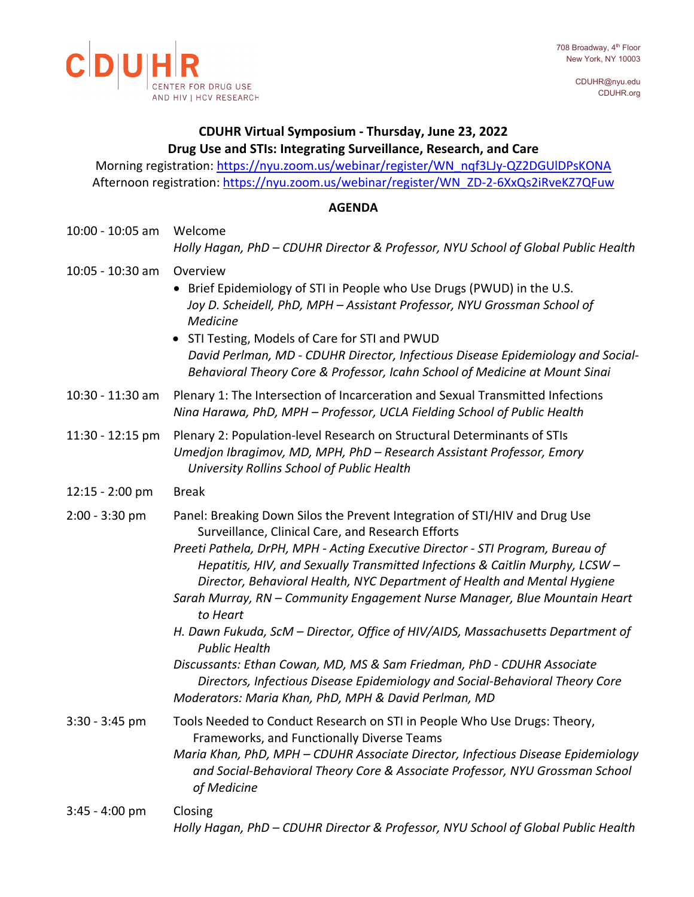CDUHR
CENTER FOR DRUG USE AND HIV | HCV RESEARCH

708 Broadway, 4th Floor
New York, NY 10003

CDUHR@nyu.edu
CDUHR.org

**CDUHR Virtual Symposium - Thursday, June 23, 2022**
**Drug Use and STIs: Integrating Surveillance, Research, and Care**

Morning registration: https://nyu.zoom.us/webinar/register/WN_nqf3LJy-QZ2DGUlDPsKONA
Afternoon registration: https://nyu.zoom.us/webinar/register/WN_ZD-2-6XxQs2iRveKZ7QFuw

## AGENDA

| | |
|---|---|
| 10:00 - 10:05 am | Welcome<br>*Holly Hagan, PhD – CDUHR Director & Professor, NYU School of Global Public Health* |
| 10:05 - 10:30 am | Overview<br>• Brief Epidemiology of STI in People who Use Drugs (PWUD) in the U.S.<br>*Joy D. Scheidell, PhD, MPH – Assistant Professor, NYU Grossman School of Medicine*<br>• STI Testing, Models of Care for STI and PWUD<br>*David Perlman, MD - CDUHR Director, Infectious Disease Epidemiology and Social-Behavioral Theory Core & Professor, Icahn School of Medicine at Mount Sinai* |
| 10:30 - 11:30 am | Plenary 1: The Intersection of Incarceration and Sexual Transmitted Infections<br>*Nina Harawa, PhD, MPH – Professor, UCLA Fielding School of Public Health* |
| 11:30 - 12:15 pm | Plenary 2: Population-level Research on Structural Determinants of STIs<br>*Umedjon Ibragimov, MD, MPH, PhD – Research Assistant Professor, Emory University Rollins School of Public Health* |
| 12:15 - 2:00 pm | Break |
| 2:00 - 3:30 pm | Panel: Breaking Down Silos the Prevent Integration of STI/HIV and Drug Use Surveillance, Clinical Care, and Research Efforts<br>*Preeti Pathela, DrPH, MPH - Acting Executive Director - STI Program, Bureau of Hepatitis, HIV, and Sexually Transmitted Infections & Caitlin Murphy, LCSW – Director, Behavioral Health, NYC Department of Health and Mental Hygiene*<br>*Sarah Murray, RN – Community Engagement Nurse Manager, Blue Mountain Heart to Heart*<br>*H. Dawn Fukuda, ScM – Director, Office of HIV/AIDS, Massachusetts Department of Public Health*<br>*Discussants: Ethan Cowan, MD, MS & Sam Friedman, PhD - CDUHR Associate Directors, Infectious Disease Epidemiology and Social-Behavioral Theory Core*<br>*Moderators: Maria Khan, PhD, MPH & David Perlman, MD* |
| 3:30 - 3:45 pm | Tools Needed to Conduct Research on STI in People Who Use Drugs: Theory, Frameworks, and Functionally Diverse Teams<br>*Maria Khan, PhD, MPH – CDUHR Associate Director, Infectious Disease Epidemiology and Social-Behavioral Theory Core & Associate Professor, NYU Grossman School of Medicine* |
| 3:45 - 4:00 pm | Closing<br>*Holly Hagan, PhD – CDUHR Director & Professor, NYU School of Global Public Health* |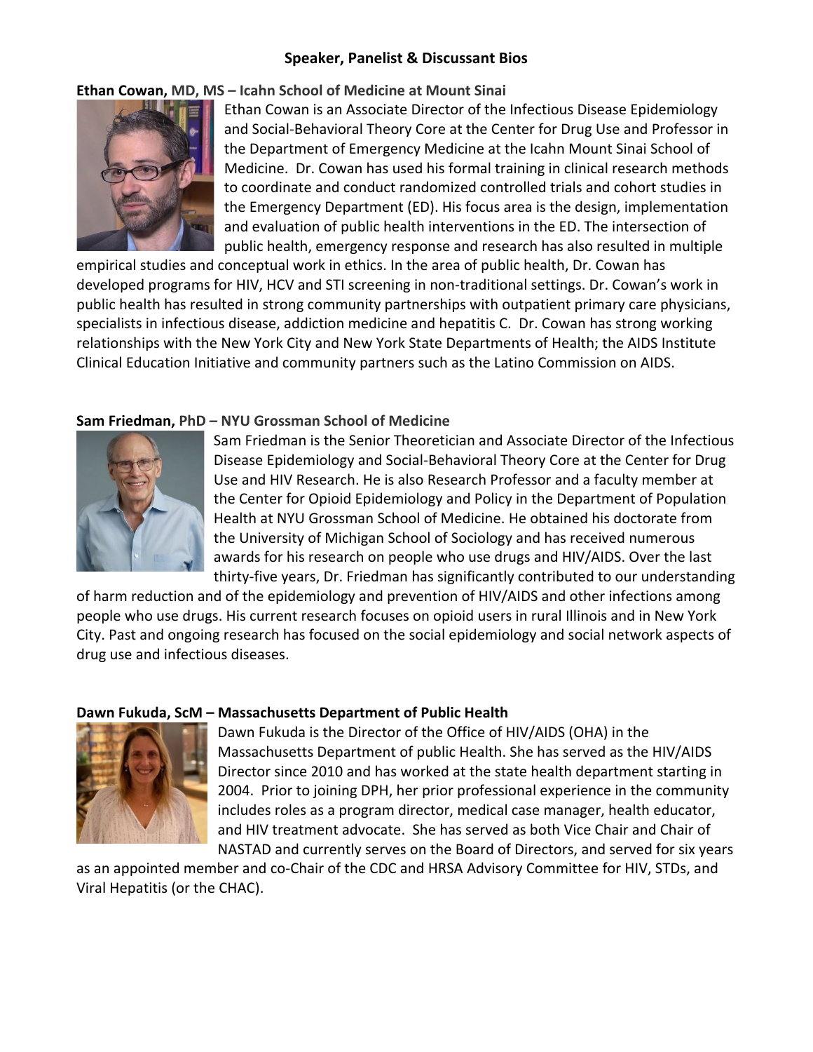## Speaker, Panelist & Discussant Bios

**Ethan Cowan, MD, MS – Icahn School of Medicine at Mount Sinai**

Ethan Cowan is an Associate Director of the Infectious Disease Epidemiology and Social-Behavioral Theory Core at the Center for Drug Use and Professor in the Department of Emergency Medicine at the Icahn Mount Sinai School of Medicine. Dr. Cowan has used his formal training in clinical research methods to coordinate and conduct randomized controlled trials and cohort studies in the Emergency Department (ED). His focus area is the design, implementation and evaluation of public health interventions in the ED. The intersection of public health, emergency response and research has also resulted in multiple empirical studies and conceptual work in ethics. In the area of public health, Dr. Cowan has developed programs for HIV, HCV and STI screening in non-traditional settings. Dr. Cowan's work in public health has resulted in strong community partnerships with outpatient primary care physicians, specialists in infectious disease, addiction medicine and hepatitis C. Dr. Cowan has strong working relationships with the New York City and New York State Departments of Health; the AIDS Institute Clinical Education Initiative and community partners such as the Latino Commission on AIDS.

**Sam Friedman, PhD – NYU Grossman School of Medicine**

Sam Friedman is the Senior Theoretician and Associate Director of the Infectious Disease Epidemiology and Social-Behavioral Theory Core at the Center for Drug Use and HIV Research. He is also Research Professor and a faculty member at the Center for Opioid Epidemiology and Policy in the Department of Population Health at NYU Grossman School of Medicine. He obtained his doctorate from the University of Michigan School of Sociology and has received numerous awards for his research on people who use drugs and HIV/AIDS. Over the last thirty-five years, Dr. Friedman has significantly contributed to our understanding of harm reduction and of the epidemiology and prevention of HIV/AIDS and other infections among people who use drugs. His current research focuses on opioid users in rural Illinois and in New York City. Past and ongoing research has focused on the social epidemiology and social network aspects of drug use and infectious diseases.

**Dawn Fukuda, ScM – Massachusetts Department of Public Health**

Dawn Fukuda is the Director of the Office of HIV/AIDS (OHA) in the Massachusetts Department of public Health. She has served as the HIV/AIDS Director since 2010 and has worked at the state health department starting in 2004. Prior to joining DPH, her prior professional experience in the community includes roles as a program director, medical case manager, health educator, and HIV treatment advocate. She has served as both Vice Chair and Chair of NASTAD and currently serves on the Board of Directors, and served for six years as an appointed member and co-Chair of the CDC and HRSA Advisory Committee for HIV, STDs, and Viral Hepatitis (or the CHAC).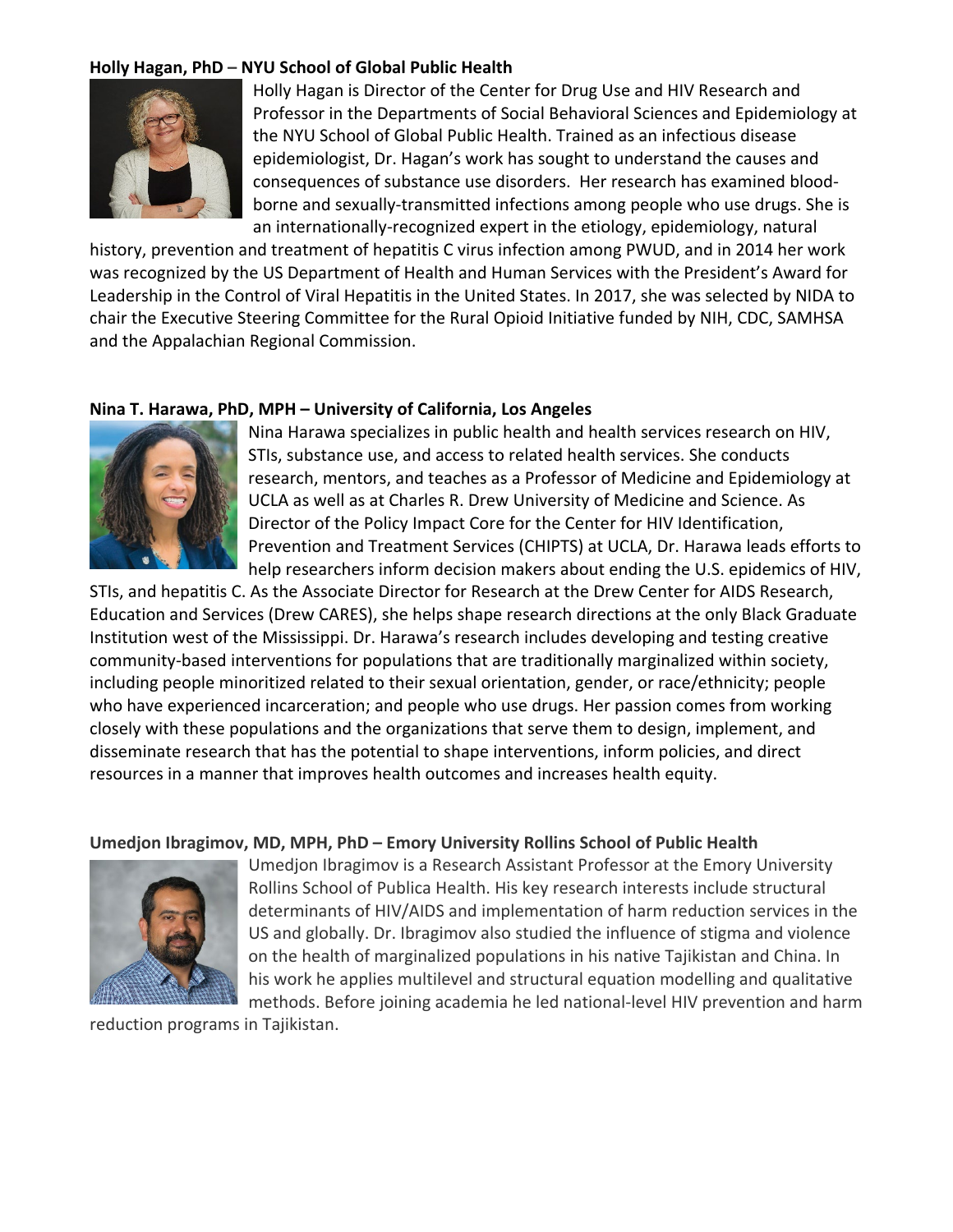**Holly Hagan, PhD – NYU School of Global Public Health**

Holly Hagan is Director of the Center for Drug Use and HIV Research and Professor in the Departments of Social Behavioral Sciences and Epidemiology at the NYU School of Global Public Health. Trained as an infectious disease epidemiologist, Dr. Hagan's work has sought to understand the causes and consequences of substance use disorders. Her research has examined blood-borne and sexually-transmitted infections among people who use drugs. She is an internationally-recognized expert in the etiology, epidemiology, natural history, prevention and treatment of hepatitis C virus infection among PWUD, and in 2014 her work was recognized by the US Department of Health and Human Services with the President's Award for Leadership in the Control of Viral Hepatitis in the United States. In 2017, she was selected by NIDA to chair the Executive Steering Committee for the Rural Opioid Initiative funded by NIH, CDC, SAMHSA and the Appalachian Regional Commission.

**Nina T. Harawa, PhD, MPH – University of California, Los Angeles**

Nina Harawa specializes in public health and health services research on HIV, STIs, substance use, and access to related health services. She conducts research, mentors, and teaches as a Professor of Medicine and Epidemiology at UCLA as well as at Charles R. Drew University of Medicine and Science. As Director of the Policy Impact Core for the Center for HIV Identification, Prevention and Treatment Services (CHIPTS) at UCLA, Dr. Harawa leads efforts to help researchers inform decision makers about ending the U.S. epidemics of HIV, STIs, and hepatitis C. As the Associate Director for Research at the Drew Center for AIDS Research, Education and Services (Drew CARES), she helps shape research directions at the only Black Graduate Institution west of the Mississippi. Dr. Harawa's research includes developing and testing creative community-based interventions for populations that are traditionally marginalized within society, including people minoritized related to their sexual orientation, gender, or race/ethnicity; people who have experienced incarceration; and people who use drugs. Her passion comes from working closely with these populations and the organizations that serve them to design, implement, and disseminate research that has the potential to shape interventions, inform policies, and direct resources in a manner that improves health outcomes and increases health equity.

**Umedjon Ibragimov, MD, MPH, PhD – Emory University Rollins School of Public Health**

Umedjon Ibragimov is a Research Assistant Professor at the Emory University Rollins School of Publica Health. His key research interests include structural determinants of HIV/AIDS and implementation of harm reduction services in the US and globally. Dr. Ibragimov also studied the influence of stigma and violence on the health of marginalized populations in his native Tajikistan and China. In his work he applies multilevel and structural equation modelling and qualitative methods. Before joining academia he led national-level HIV prevention and harm reduction programs in Tajikistan.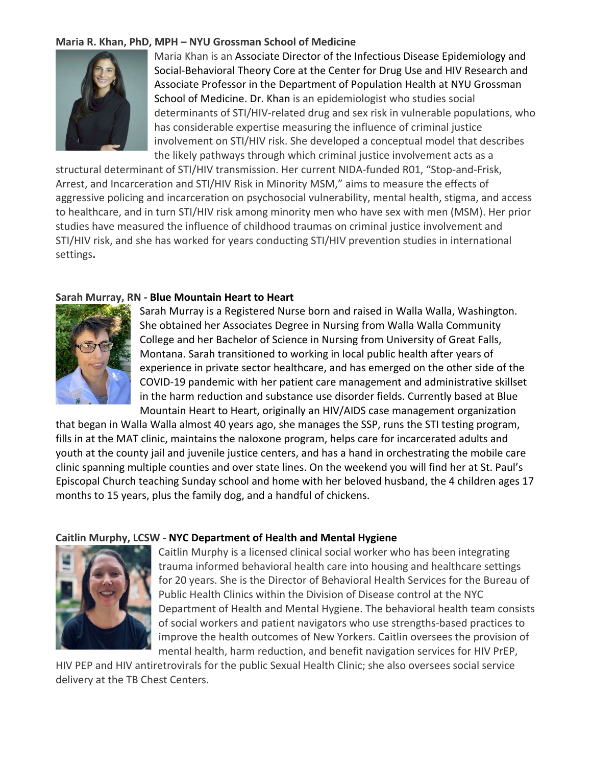**Maria R. Khan, PhD, MPH – NYU Grossman School of Medicine**

Maria Khan is an Associate Director of the Infectious Disease Epidemiology and Social-Behavioral Theory Core at the Center for Drug Use and HIV Research and Associate Professor in the Department of Population Health at NYU Grossman School of Medicine. Dr. Khan is an epidemiologist who studies social determinants of STI/HIV-related drug and sex risk in vulnerable populations, who has considerable expertise measuring the influence of criminal justice involvement on STI/HIV risk. She developed a conceptual model that describes the likely pathways through which criminal justice involvement acts as a structural determinant of STI/HIV transmission. Her current NIDA-funded R01, "Stop-and-Frisk, Arrest, and Incarceration and STI/HIV Risk in Minority MSM," aims to measure the effects of aggressive policing and incarceration on psychosocial vulnerability, mental health, stigma, and access to healthcare, and in turn STI/HIV risk among minority men who have sex with men (MSM). Her prior studies have measured the influence of childhood traumas on criminal justice involvement and STI/HIV risk, and she has worked for years conducting STI/HIV prevention studies in international settings**.**

**Sarah Murray, RN - Blue Mountain Heart to Heart**

Sarah Murray is a Registered Nurse born and raised in Walla Walla, Washington. She obtained her Associates Degree in Nursing from Walla Walla Community College and her Bachelor of Science in Nursing from University of Great Falls, Montana. Sarah transitioned to working in local public health after years of experience in private sector healthcare, and has emerged on the other side of the COVID-19 pandemic with her patient care management and administrative skillset in the harm reduction and substance use disorder fields. Currently based at Blue Mountain Heart to Heart, originally an HIV/AIDS case management organization that began in Walla Walla almost 40 years ago, she manages the SSP, runs the STI testing program, fills in at the MAT clinic, maintains the naloxone program, helps care for incarcerated adults and youth at the county jail and juvenile justice centers, and has a hand in orchestrating the mobile care clinic spanning multiple counties and over state lines. On the weekend you will find her at St. Paul's Episcopal Church teaching Sunday school and home with her beloved husband, the 4 children ages 17 months to 15 years, plus the family dog, and a handful of chickens.

**Caitlin Murphy, LCSW - NYC Department of Health and Mental Hygiene**

Caitlin Murphy is a licensed clinical social worker who has been integrating trauma informed behavioral health care into housing and healthcare settings for 20 years. She is the Director of Behavioral Health Services for the Bureau of Public Health Clinics within the Division of Disease control at the NYC Department of Health and Mental Hygiene. The behavioral health team consists of social workers and patient navigators who use strengths-based practices to improve the health outcomes of New Yorkers. Caitlin oversees the provision of mental health, harm reduction, and benefit navigation services for HIV PrEP, HIV PEP and HIV antiretrovirals for the public Sexual Health Clinic; she also oversees social service delivery at the TB Chest Centers.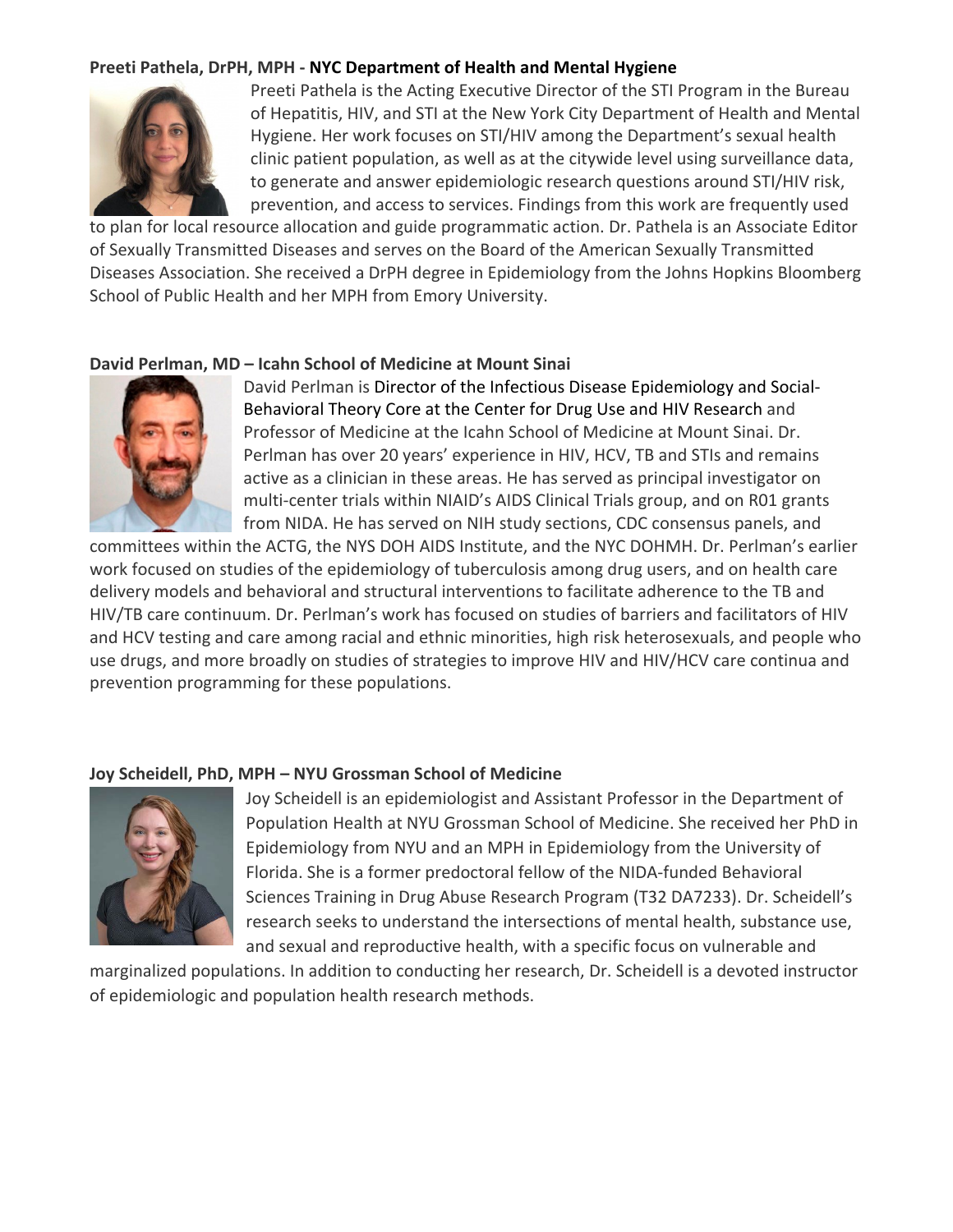**Preeti Pathela, DrPH, MPH - NYC Department of Health and Mental Hygiene**

Preeti Pathela is the Acting Executive Director of the STI Program in the Bureau of Hepatitis, HIV, and STI at the New York City Department of Health and Mental Hygiene. Her work focuses on STI/HIV among the Department's sexual health clinic patient population, as well as at the citywide level using surveillance data, to generate and answer epidemiologic research questions around STI/HIV risk, prevention, and access to services. Findings from this work are frequently used to plan for local resource allocation and guide programmatic action. Dr. Pathela is an Associate Editor of Sexually Transmitted Diseases and serves on the Board of the American Sexually Transmitted Diseases Association. She received a DrPH degree in Epidemiology from the Johns Hopkins Bloomberg School of Public Health and her MPH from Emory University.

**David Perlman, MD – Icahn School of Medicine at Mount Sinai**

David Perlman is Director of the Infectious Disease Epidemiology and Social-Behavioral Theory Core at the Center for Drug Use and HIV Research and Professor of Medicine at the Icahn School of Medicine at Mount Sinai. Dr. Perlman has over 20 years' experience in HIV, HCV, TB and STIs and remains active as a clinician in these areas. He has served as principal investigator on multi-center trials within NIAID's AIDS Clinical Trials group, and on R01 grants from NIDA. He has served on NIH study sections, CDC consensus panels, and committees within the ACTG, the NYS DOH AIDS Institute, and the NYC DOHMH. Dr. Perlman's earlier work focused on studies of the epidemiology of tuberculosis among drug users, and on health care delivery models and behavioral and structural interventions to facilitate adherence to the TB and HIV/TB care continuum. Dr. Perlman's work has focused on studies of barriers and facilitators of HIV and HCV testing and care among racial and ethnic minorities, high risk heterosexuals, and people who use drugs, and more broadly on studies of strategies to improve HIV and HIV/HCV care continua and prevention programming for these populations.

**Joy Scheidell, PhD, MPH – NYU Grossman School of Medicine**

Joy Scheidell is an epidemiologist and Assistant Professor in the Department of Population Health at NYU Grossman School of Medicine. She received her PhD in Epidemiology from NYU and an MPH in Epidemiology from the University of Florida. She is a former predoctoral fellow of the NIDA-funded Behavioral Sciences Training in Drug Abuse Research Program (T32 DA7233). Dr. Scheidell's research seeks to understand the intersections of mental health, substance use, and sexual and reproductive health, with a specific focus on vulnerable and marginalized populations. In addition to conducting her research, Dr. Scheidell is a devoted instructor of epidemiologic and population health research methods.